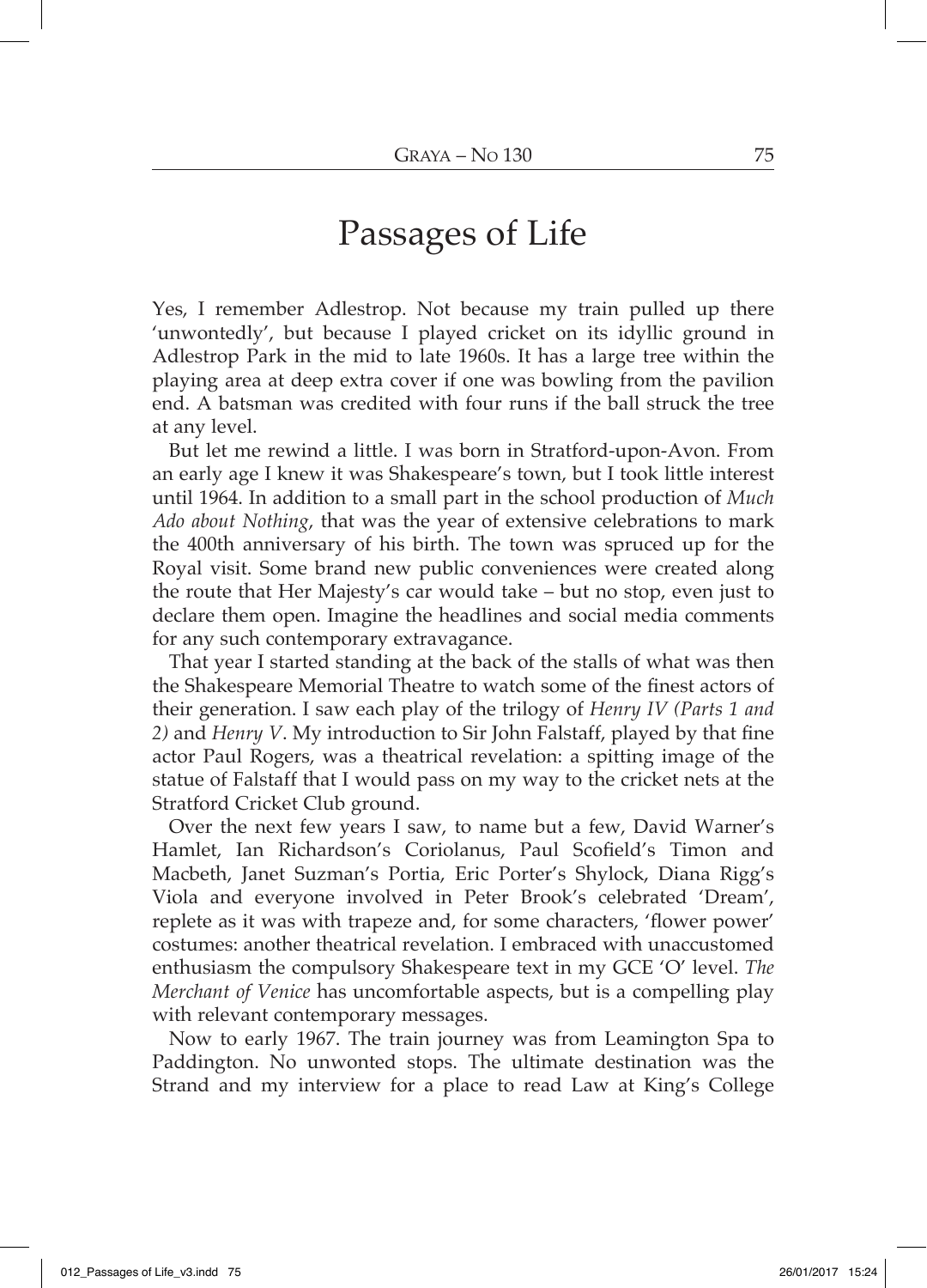# Passages of Life

Yes, I remember Adlestrop. Not because my train pulled up there 'unwontedly', but because I played cricket on its idyllic ground in Adlestrop Park in the mid to late 1960s. It has a large tree within the playing area at deep extra cover if one was bowling from the pavilion end. A batsman was credited with four runs if the ball struck the tree at any level.

But let me rewind a little. I was born in Stratford-upon-Avon. From an early age I knew it was Shakespeare's town, but I took little interest until 1964. In addition to a small part in the school production of *Much Ado about Nothing*, that was the year of extensive celebrations to mark the 400th anniversary of his birth. The town was spruced up for the Royal visit. Some brand new public conveniences were created along the route that Her Majesty's car would take – but no stop, even just to declare them open. Imagine the headlines and social media comments for any such contemporary extravagance.

That year I started standing at the back of the stalls of what was then the Shakespeare Memorial Theatre to watch some of the finest actors of their generation. I saw each play of the trilogy of *Henry IV (Parts 1 and 2)* and *Henry V*. My introduction to Sir John Falstaff, played by that fine actor Paul Rogers, was a theatrical revelation: a spitting image of the statue of Falstaff that I would pass on my way to the cricket nets at the Stratford Cricket Club ground.

Over the next few years I saw, to name but a few, David Warner's Hamlet, Ian Richardson's Coriolanus, Paul Scofield's Timon and Macbeth, Janet Suzman's Portia, Eric Porter's Shylock, Diana Rigg's Viola and everyone involved in Peter Brook's celebrated 'Dream', replete as it was with trapeze and, for some characters, 'flower power' costumes: another theatrical revelation. I embraced with unaccustomed enthusiasm the compulsory Shakespeare text in my GCE 'O' level. *The Merchant of Venice* has uncomfortable aspects, but is a compelling play with relevant contemporary messages.

Now to early 1967. The train journey was from Leamington Spa to Paddington. No unwonted stops. The ultimate destination was the Strand and my interview for a place to read Law at King's College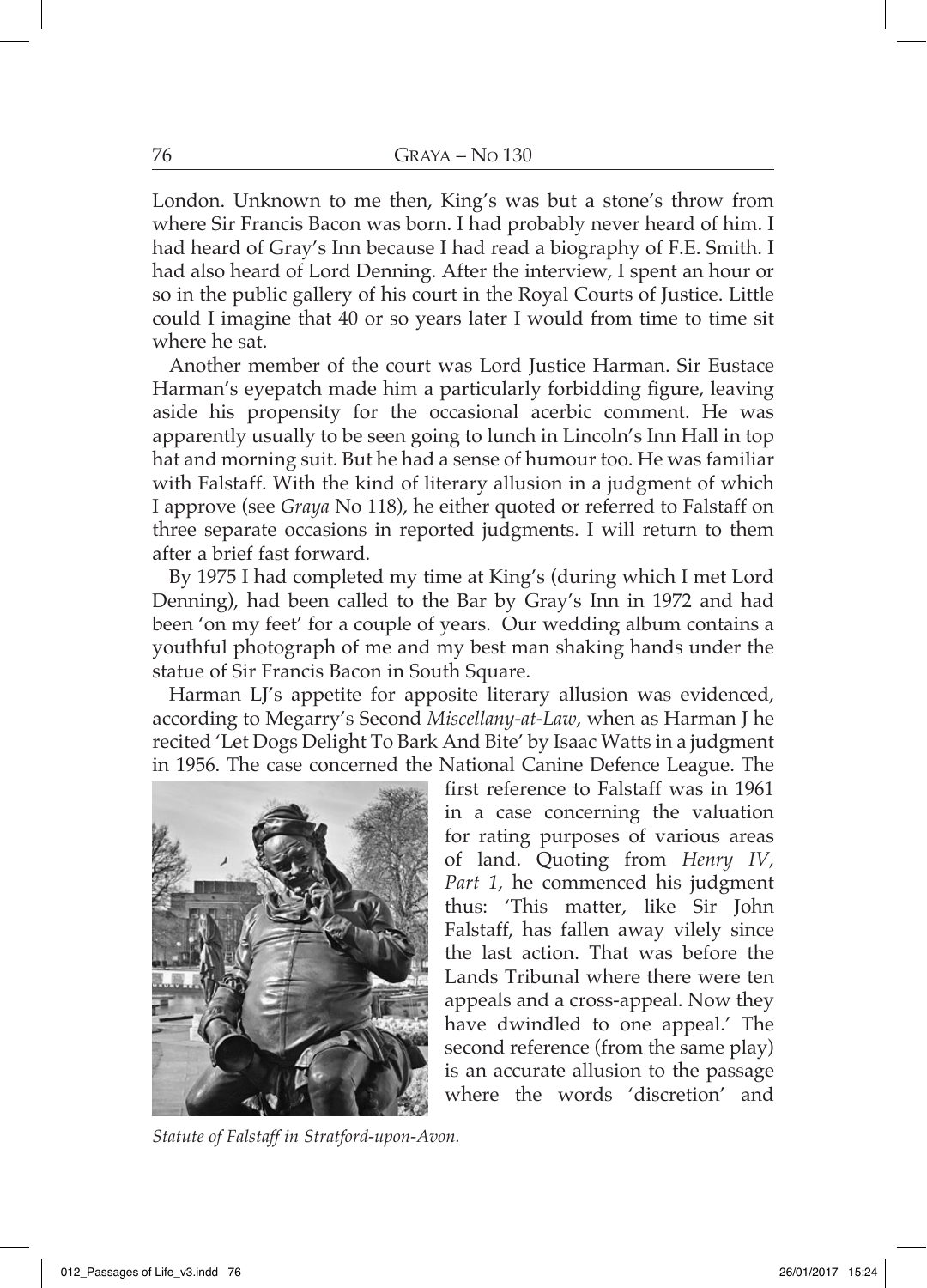London. Unknown to me then, King's was but a stone's throw from where Sir Francis Bacon was born. I had probably never heard of him. I had heard of Gray's Inn because I had read a biography of F.E. Smith. I had also heard of Lord Denning. After the interview, I spent an hour or so in the public gallery of his court in the Royal Courts of Justice. Little could I imagine that 40 or so years later I would from time to time sit where he sat.

Another member of the court was Lord Justice Harman. Sir Eustace Harman's eyepatch made him a particularly forbidding figure, leaving aside his propensity for the occasional acerbic comment. He was apparently usually to be seen going to lunch in Lincoln's Inn Hall in top hat and morning suit. But he had a sense of humour too. He was familiar with Falstaff. With the kind of literary allusion in a judgment of which I approve (see *Graya* No 118), he either quoted or referred to Falstaff on three separate occasions in reported judgments. I will return to them after a brief fast forward.

By 1975 I had completed my time at King's (during which I met Lord Denning), had been called to the Bar by Gray's Inn in 1972 and had been 'on my feet' for a couple of years. Our wedding album contains a youthful photograph of me and my best man shaking hands under the statue of Sir Francis Bacon in South Square.

Harman LJ's appetite for apposite literary allusion was evidenced, according to Megarry's Second *Miscellany-at-Law*, when as Harman J he recited 'Let Dogs Delight To Bark And Bite' by Isaac Watts in a judgment in 1956. The case concerned the National Canine Defence League. The first reference to Falstaff was in 1961 in a case concerning the valuation for rating purposes of various areas of land. Quoting from *Henry IV, Part 1*, he commenced his judgment thus: 'This matter, like Sir John Falstaff, has fallen away vilely since the last action. That was before the Lands Tribunal where there were ten appeals and a cross-appeal. Now they have dwindled to one appeal.' The second reference (from the same play) is an accurate allusion to the passage where the words 'discretion' and

*Statute of Falstaff in Stratford-upon-Avon.*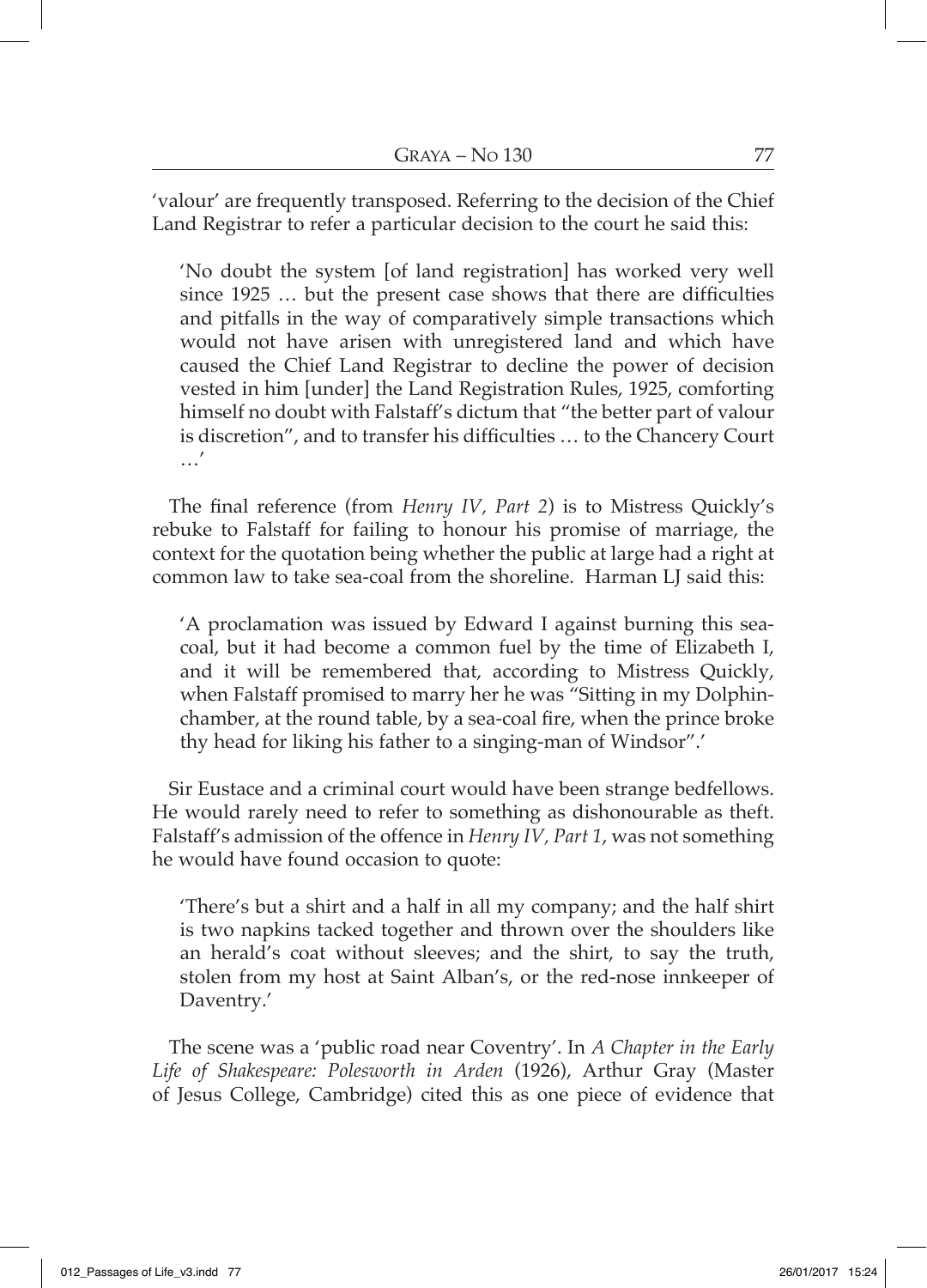'valour' are frequently transposed. Referring to the decision of the Chief Land Registrar to refer a particular decision to the court he said this:

> 'No doubt the system [of land registration] has worked very well since 1925 … but the present case shows that there are difficulties and pitfalls in the way of comparatively simple transactions which would not have arisen with unregistered land and which have caused the Chief Land Registrar to decline the power of decision vested in him [under] the Land Registration Rules, 1925, comforting himself no doubt with Falstaff's dictum that "the better part of valour is discretion", and to transfer his difficulties … to the Chancery Court …'

The final reference (from *Henry IV, Part 2*) is to Mistress Quickly's rebuke to Falstaff for failing to honour his promise of marriage, the context for the quotation being whether the public at large had a right at common law to take sea-coal from the shoreline. Harman LJ said this:

> 'A proclamation was issued by Edward I against burning this sea-coal, but it had become a common fuel by the time of Elizabeth I, and it will be remembered that, according to Mistress Quickly, when Falstaff promised to marry her he was "Sitting in my Dolphin-chamber, at the round table, by a sea-coal fire, when the prince broke thy head for liking his father to a singing-man of Windsor".'

Sir Eustace and a criminal court would have been strange bedfellows. He would rarely need to refer to something as dishonourable as theft. Falstaff's admission of the offence in *Henry IV, Part 1*, was not something he would have found occasion to quote:

> 'There's but a shirt and a half in all my company; and the half shirt is two napkins tacked together and thrown over the shoulders like an herald's coat without sleeves; and the shirt, to say the truth, stolen from my host at Saint Alban's, or the red-nose innkeeper of Daventry.'

The scene was a 'public road near Coventry'. In *A Chapter in the Early Life of Shakespeare: Polesworth in Arden* (1926), Arthur Gray (Master of Jesus College, Cambridge) cited this as one piece of evidence that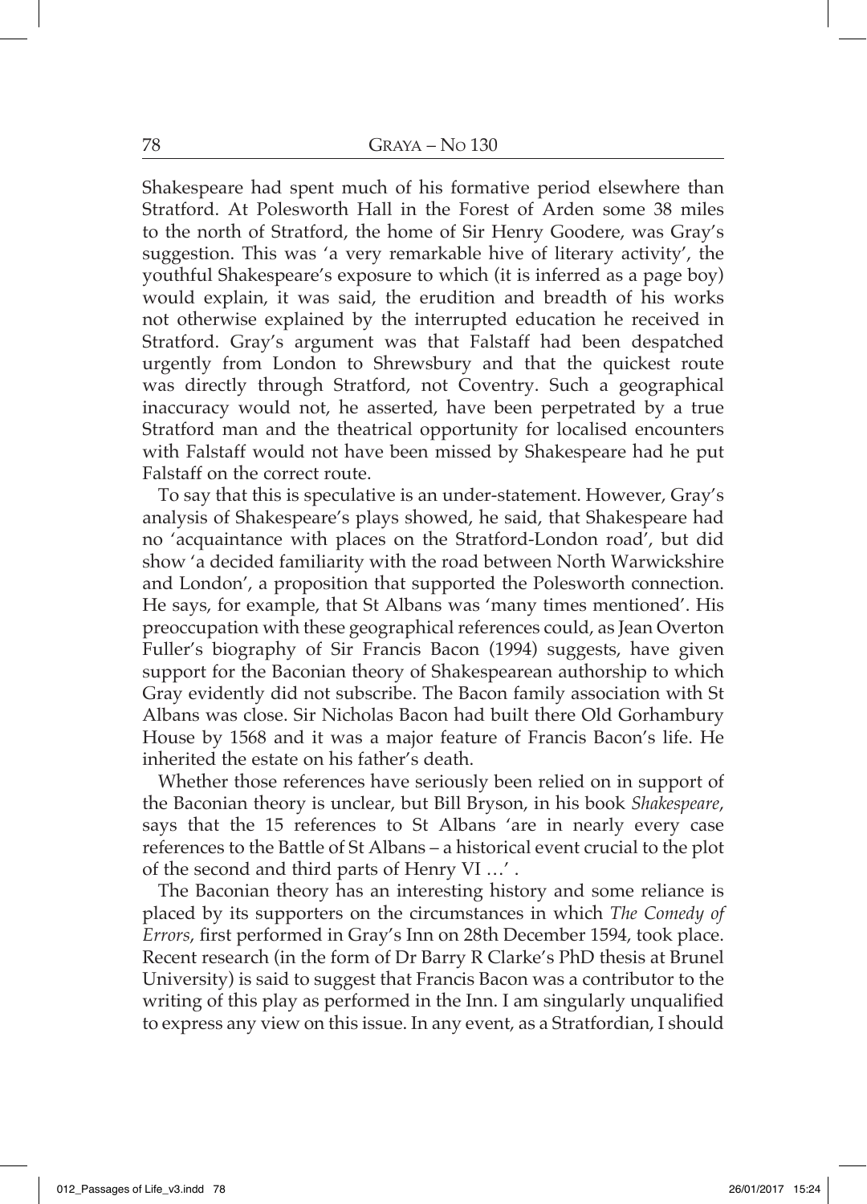Shakespeare had spent much of his formative period elsewhere than Stratford. At Polesworth Hall in the Forest of Arden some 38 miles to the north of Stratford, the home of Sir Henry Goodere, was Gray's suggestion. This was 'a very remarkable hive of literary activity', the youthful Shakespeare's exposure to which (it is inferred as a page boy) would explain, it was said, the erudition and breadth of his works not otherwise explained by the interrupted education he received in Stratford. Gray's argument was that Falstaff had been despatched urgently from London to Shrewsbury and that the quickest route was directly through Stratford, not Coventry. Such a geographical inaccuracy would not, he asserted, have been perpetrated by a true Stratford man and the theatrical opportunity for localised encounters with Falstaff would not have been missed by Shakespeare had he put Falstaff on the correct route.

To say that this is speculative is an under-statement. However, Gray's analysis of Shakespeare's plays showed, he said, that Shakespeare had no 'acquaintance with places on the Stratford-London road', but did show 'a decided familiarity with the road between North Warwickshire and London', a proposition that supported the Polesworth connection. He says, for example, that St Albans was 'many times mentioned'. His preoccupation with these geographical references could, as Jean Overton Fuller's biography of Sir Francis Bacon (1994) suggests, have given support for the Baconian theory of Shakespearean authorship to which Gray evidently did not subscribe. The Bacon family association with St Albans was close. Sir Nicholas Bacon had built there Old Gorhambury House by 1568 and it was a major feature of Francis Bacon's life. He inherited the estate on his father's death.

Whether those references have seriously been relied on in support of the Baconian theory is unclear, but Bill Bryson, in his book *Shakespeare*, says that the 15 references to St Albans 'are in nearly every case references to the Battle of St Albans – a historical event crucial to the plot of the second and third parts of Henry VI …' .

The Baconian theory has an interesting history and some reliance is placed by its supporters on the circumstances in which *The Comedy of Errors*, first performed in Gray's Inn on 28th December 1594, took place. Recent research (in the form of Dr Barry R Clarke's PhD thesis at Brunel University) is said to suggest that Francis Bacon was a contributor to the writing of this play as performed in the Inn. I am singularly unqualified to express any view on this issue. In any event, as a Stratfordian, I should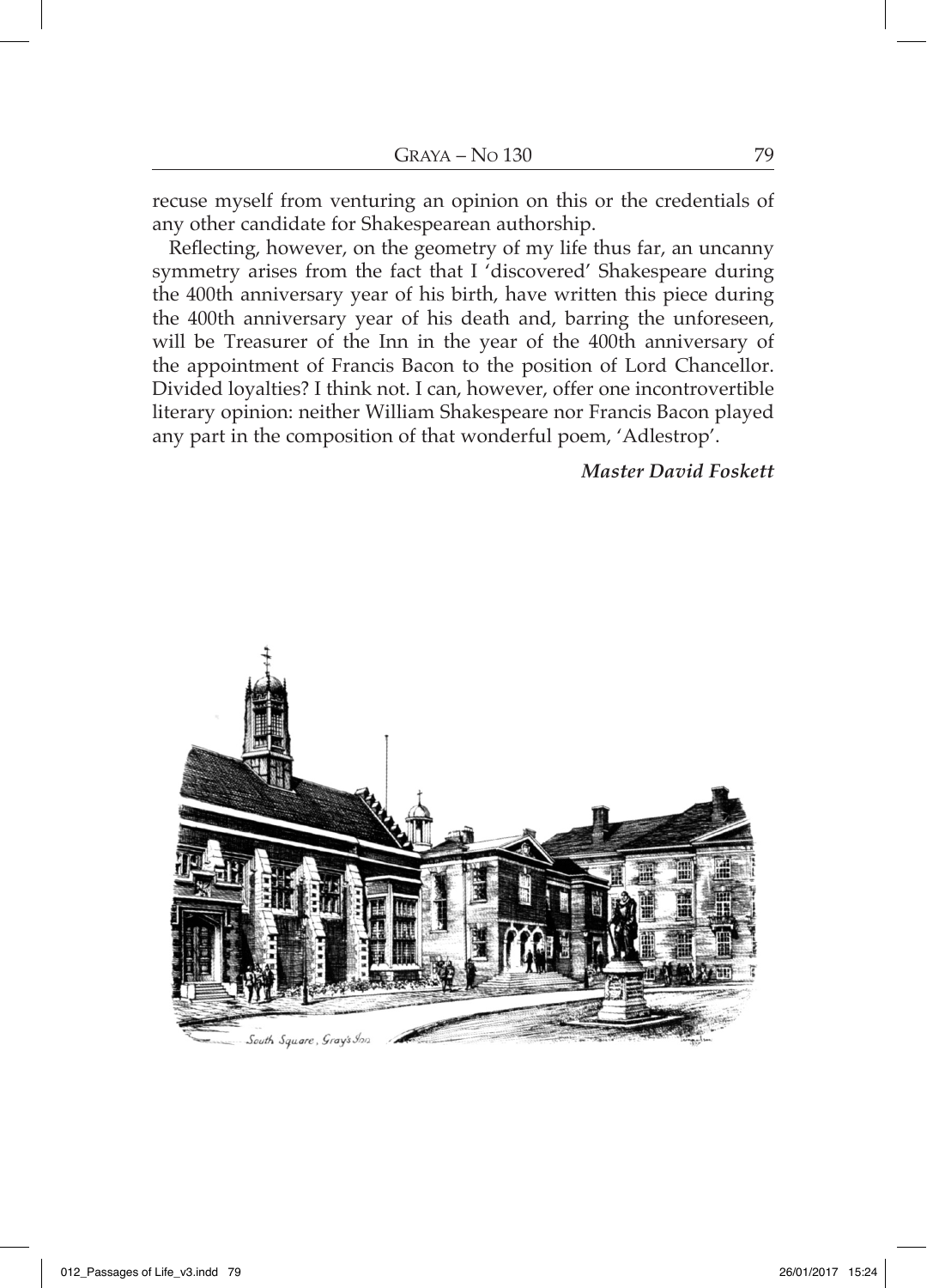recuse myself from venturing an opinion on this or the credentials of any other candidate for Shakespearean authorship.

Reflecting, however, on the geometry of my life thus far, an uncanny symmetry arises from the fact that I 'discovered' Shakespeare during the 400th anniversary year of his birth, have written this piece during the 400th anniversary year of his death and, barring the unforeseen, will be Treasurer of the Inn in the year of the 400th anniversary of the appointment of Francis Bacon to the position of Lord Chancellor. Divided loyalties? I think not. I can, however, offer one incontrovertible literary opinion: neither William Shakespeare nor Francis Bacon played any part in the composition of that wonderful poem, 'Adlestrop'.

***Master David Foskett***

South Square, Gray's Inn